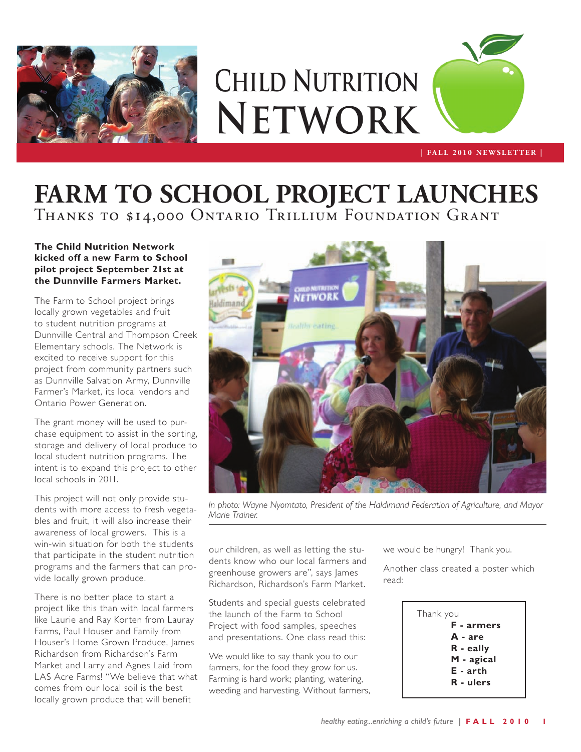# Child Nutrition Network

| FALL 2010 NEWSLETTER |

# FARM TO SCHOOL PROJECT LAUNCHES

## Thanks to $14,000 Ontario Trillium Foundation Grant

**The Child Nutrition Network kicked off a new Farm to School pilot project September 21st at the Dunnville Farmers Market.**

The Farm to School project brings locally grown vegetables and fruit to student nutrition programs at Dunnville Central and Thompson Creek Elementary schools. The Network is excited to receive support for this project from community partners such as Dunnville Salvation Army, Dunnville Farmer's Market, its local vendors and Ontario Power Generation.

The grant money will be used to purchase equipment to assist in the sorting, storage and delivery of local produce to local student nutrition programs. The intent is to expand this project to other local schools in 2011.

This project will not only provide students with more access to fresh vegetables and fruit, it will also increase their awareness of local growers. This is a win-win situation for both the students that participate in the student nutrition programs and the farmers that can provide locally grown produce.

There is no better place to start a project like this than with local farmers like Laurie and Ray Korten from Lauray Farms, Paul Houser and Family from Houser's Home Grown Produce, James Richardson from Richardson's Farm Market and Larry and Agnes Laid from LAS Acre Farms! "We believe that what comes from our local soil is the best locally grown produce that will benefit our children, as well as letting the students know who our local farmers and greenhouse growers are", says James Richardson, Richardson's Farm Market.

*In photo: Wayne Nyomtato, President of the Haldimand Federation of Agriculture, and Mayor Marie Trainer.*

Students and special guests celebrated the launch of the Farm to School Project with food samples, speeches and presentations. One class read this:

We would like to say thank you to our farmers, for the food they grow for us. Farming is hard work; planting, watering, weeding and harvesting. Without farmers, we would be hungry! Thank you.

Another class created a poster which read:

Thank you
**F - armers**
**A - are**
**R - eally**
**M - agical**
**E - arth**
**R - ulers**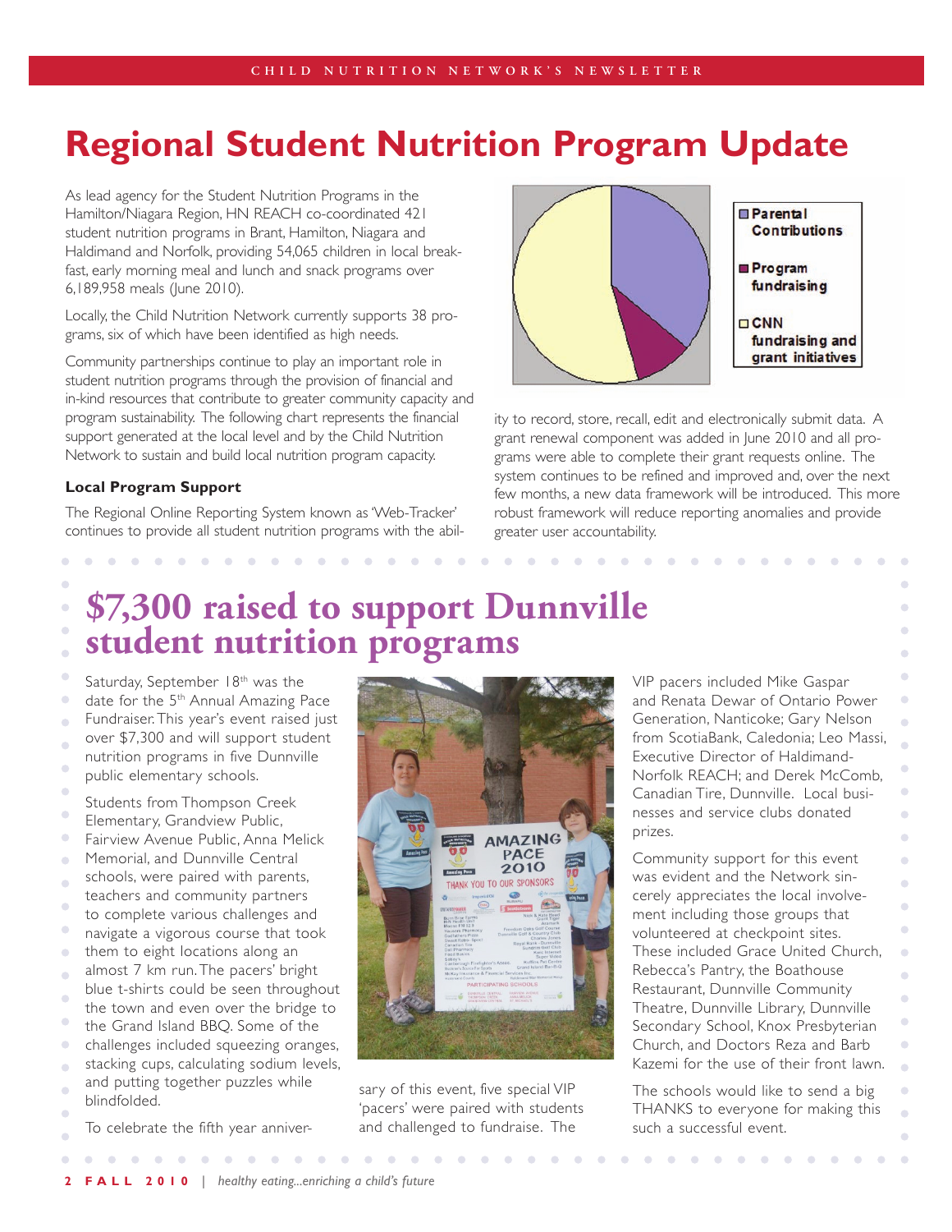# Regional Student Nutrition Program Update

As lead agency for the Student Nutrition Programs in the Hamilton/Niagara Region, HN REACH co-coordinated 421 student nutrition programs in Brant, Hamilton, Niagara and Haldimand and Norfolk, providing 54,065 children in local breakfast, early morning meal and lunch and snack programs over 6,189,958 meals (June 2010).

Locally, the Child Nutrition Network currently supports 38 programs, six of which have been identified as high needs.

Community partnerships continue to play an important role in student nutrition programs through the provision of financial and in-kind resources that contribute to greater community capacity and program sustainability. The following chart represents the financial support generated at the local level and by the Child Nutrition Network to sustain and build local nutrition program capacity.

- Parental Contributions
- Program fundraising
- CNN fundraising and grant initiatives

### Local Program Support

The Regional Online Reporting System known as 'Web-Tracker' continues to provide all student nutrition programs with the ability to record, store, recall, edit and electronically submit data. A grant renewal component was added in June 2010 and all programs were able to complete their grant requests online. The system continues to be refined and improved and, over the next few months, a new data framework will be introduced. This more robust framework will reduce reporting anomalies and provide greater user accountability.

# $7,300 raised to support Dunnville student nutrition programs

Saturday, September 18th was the date for the 5th Annual Amazing Pace Fundraiser. This year's event raised just over $7,300 and will support student nutrition programs in five Dunnville public elementary schools.

Students from Thompson Creek Elementary, Grandview Public, Fairview Avenue Public, Anna Melick Memorial, and Dunnville Central schools, were paired with parents, teachers and community partners to complete various challenges and navigate a vigorous course that took them to eight locations along an almost 7 km run. The pacers' bright blue t-shirts could be seen throughout the town and even over the bridge to the Grand Island BBQ. Some of the challenges included squeezing oranges, stacking cups, calculating sodium levels, and putting together puzzles while blindfolded.

To celebrate the fifth year anniversary of this event, five special VIP 'pacers' were paired with students and challenged to fundraise. The VIP pacers included Mike Gaspar and Renata Dewar of Ontario Power Generation, Nanticoke; Gary Nelson from ScotiaBank, Caledonia; Leo Massi, Executive Director of Haldimand-Norfolk REACH; and Derek McComb, Canadian Tire, Dunnville. Local businesses and service clubs donated prizes.

Community support for this event was evident and the Network sincerely appreciates the local involvement including those groups that volunteered at checkpoint sites. These included Grace United Church, Rebecca's Pantry, the Boathouse Restaurant, Dunnville Community Theatre, Dunnville Library, Dunnville Secondary School, Knox Presbyterian Church, and Doctors Reza and Barb Kazemi for the use of their front lawn.

The schools would like to send a big THANKS to everyone for making this such a successful event.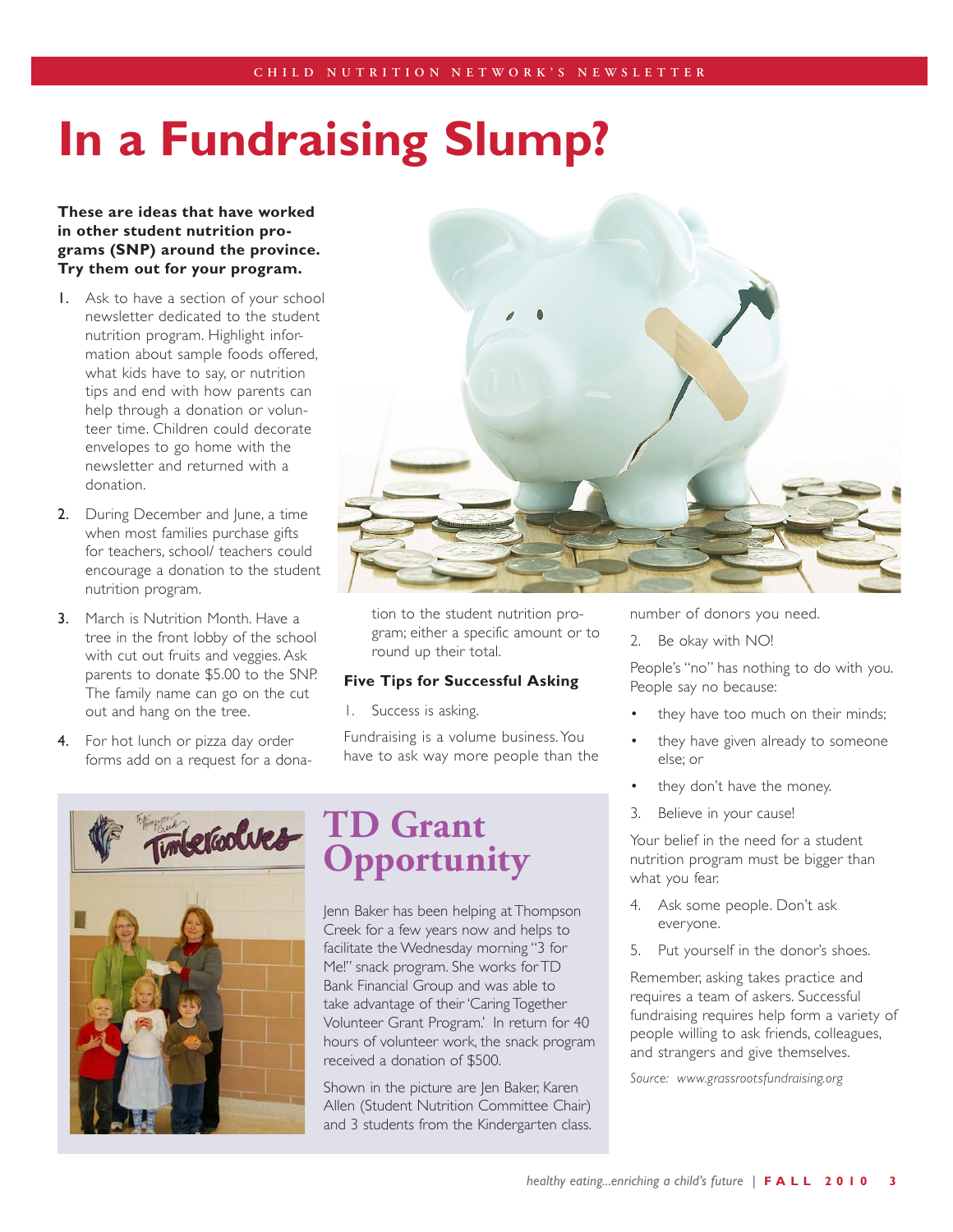# In a Fundraising Slump?

**These are ideas that have worked in other student nutrition programs (SNP) around the province. Try them out for your program.**

1. Ask to have a section of your school newsletter dedicated to the student nutrition program. Highlight information about sample foods offered, what kids have to say, or nutrition tips and end with how parents can help through a donation or volunteer time. Children could decorate envelopes to go home with the newsletter and returned with a donation.
2. During December and June, a time when most families purchase gifts for teachers, school/ teachers could encourage a donation to the student nutrition program.
3. March is Nutrition Month. Have a tree in the front lobby of the school with cut out fruits and veggies. Ask parents to donate $5.00 to the SNP. The family name can go on the cut out and hang on the tree.
4. For hot lunch or pizza day order forms add on a request for a donation to the student nutrition program; either a specific amount or to round up their total.

### Five Tips for Successful Asking

1. Success is asking.

Fundraising is a volume business. You have to ask way more people than the number of donors you need.

2. Be okay with NO!

People's "no" has nothing to do with you. People say no because:

- they have too much on their minds;
- they have given already to someone else; or
- they don't have the money.

3. Believe in your cause!

Your belief in the need for a student nutrition program must be bigger than what you fear.

4. Ask some people. Don't ask everyone.
5. Put yourself in the donor's shoes.

Remember, asking takes practice and requires a team of askers. Successful fundraising requires help form a variety of people willing to ask friends, colleagues, and strangers and give themselves.

*Source: www.grassrootsfundraising.org*

## TD Grant Opportunity

Jenn Baker has been helping at Thompson Creek for a few years now and helps to facilitate the Wednesday morning "3 for Me!" snack program. She works for TD Bank Financial Group and was able to take advantage of their 'Caring Together Volunteer Grant Program.' In return for 40 hours of volunteer work, the snack program received a donation of $500.

Shown in the picture are Jen Baker, Karen Allen (Student Nutrition Committee Chair) and 3 students from the Kindergarten class.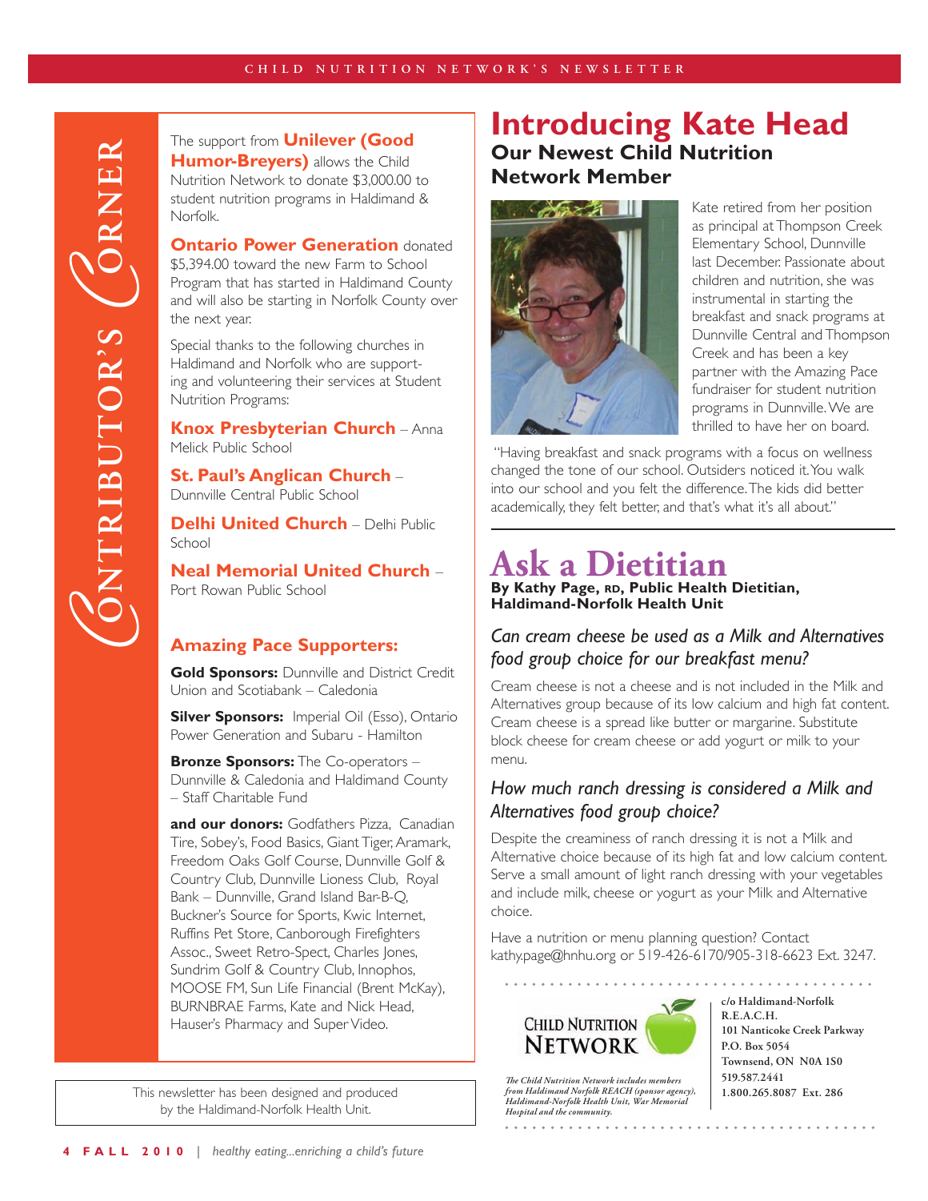# Contributor's Corner

The support from **Unilever (Good Humor-Breyers)** allows the Child Nutrition Network to donate $3,000.00 to student nutrition programs in Haldimand & Norfolk.

**Ontario Power Generation** donated $5,394.00 toward the new Farm to School Program that has started in Haldimand County and will also be starting in Norfolk County over the next year.

Special thanks to the following churches in Haldimand and Norfolk who are supporting and volunteering their services at Student Nutrition Programs:

**Knox Presbyterian Church** – Anna Melick Public School

**St. Paul's Anglican Church** – Dunnville Central Public School

**Delhi United Church** – Delhi Public School

**Neal Memorial United Church** – Port Rowan Public School

## Amazing Pace Supporters:

**Gold Sponsors:** Dunnville and District Credit Union and Scotiabank – Caledonia

**Silver Sponsors:** Imperial Oil (Esso), Ontario Power Generation and Subaru - Hamilton

**Bronze Sponsors:** The Co-operators – Dunnville & Caledonia and Haldimand County – Staff Charitable Fund

**and our donors:** Godfathers Pizza, Canadian Tire, Sobey's, Food Basics, Giant Tiger, Aramark, Freedom Oaks Golf Course, Dunnville Golf & Country Club, Dunnville Lioness Club, Royal Bank – Dunnville, Grand Island Bar-B-Q, Buckner's Source for Sports, Kwic Internet, Ruffins Pet Store, Canborough Firefighters Assoc., Sweet Retro-Spect, Charles Jones, Sundrim Golf & Country Club, Innophos, MOOSE FM, Sun Life Financial (Brent McKay), BURNBRAE Farms, Kate and Nick Head, Hauser's Pharmacy and Super Video.

This newsletter has been designed and produced by the Haldimand-Norfolk Health Unit.

# Introducing Kate Head

## Our Newest Child Nutrition Network Member

Kate retired from her position as principal at Thompson Creek Elementary School, Dunnville last December. Passionate about children and nutrition, she was instrumental in starting the breakfast and snack programs at Dunnville Central and Thompson Creek and has been a key partner with the Amazing Pace fundraiser for student nutrition programs in Dunnville. We are thrilled to have her on board.

"Having breakfast and snack programs with a focus on wellness changed the tone of our school. Outsiders noticed it. You walk into our school and you felt the difference. The kids did better academically, they felt better, and that's what it's all about."

# Ask a Dietitian

**By Kathy Page, RD, Public Health Dietitian, Haldimand-Norfolk Health Unit**

### *Can cream cheese be used as a Milk and Alternatives food group choice for our breakfast menu?*

Cream cheese is not a cheese and is not included in the Milk and Alternatives group because of its low calcium and high fat content. Cream cheese is a spread like butter or margarine. Substitute block cheese for cream cheese or add yogurt or milk to your menu.

### *How much ranch dressing is considered a Milk and Alternatives food group choice?*

Despite the creaminess of ranch dressing it is not a Milk and Alternative choice because of its high fat and low calcium content. Serve a small amount of light ranch dressing with your vegetables and include milk, cheese or yogurt as your Milk and Alternative choice.

Have a nutrition or menu planning question? Contact kathy.page@hnhu.org or 519-426-6170/905-318-6623 Ext. 3247.

Child Nutrition Network

*The Child Nutrition Network includes members from Haldimand Norfolk REACH (sponsor agency), Haldimand-Norfolk Health Unit, War Memorial Hospital and the community.*

**c/o Haldimand-Norfolk R.E.A.C.H.**
**101 Nanticoke Creek Parkway**
**P.O. Box 5054**
**Townsend, ON N0A 1S0**
**519.587.2441**
**1.800.265.8087 Ext. 286**

*healthy eating...enriching a child's future*